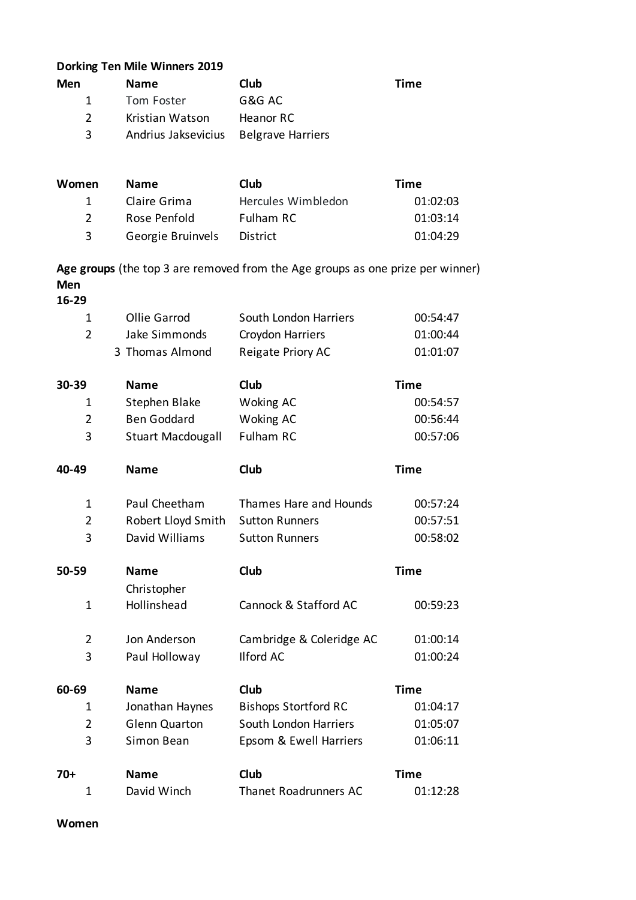**Dorking Ten Mile Winners 2019**

| Men | Name | Club | Time |
|---|---|---|---|
| 1 | Tom Foster | G&G AC | |
| 2 | Kristian Watson | Heanor RC | |
| 3 | Andrius Jaksevicius | Belgrave Harriers | |

| Women | Name | Club | Time |
|---|---|---|---|
| 1 | Claire Grima | Hercules Wimbledon | 01:02:03 |
| 2 | Rose Penfold | Fulham RC | 01:03:14 |
| 3 | Georgie Bruinvels | District | 01:04:29 |

**Age groups** (the top 3 are removed from the Age groups as one prize per winner)

**Men**

| 16-29 | | | |
|---|---|---|---|
| 1 | Ollie Garrod | South London Harriers | 00:54:47 |
| 2 | Jake Simmonds | Croydon Harriers | 01:00:44 |
| 3 | Thomas Almond | Reigate Priory AC | 01:01:07 |

| 30-39 | Name | Club | Time |
|---|---|---|---|
| 1 | Stephen Blake | Woking AC | 00:54:57 |
| 2 | Ben Goddard | Woking AC | 00:56:44 |
| 3 | Stuart Macdougall | Fulham RC | 00:57:06 |

| 40-49 | Name | Club | Time |
|---|---|---|---|
| 1 | Paul Cheetham | Thames Hare and Hounds | 00:57:24 |
| 2 | Robert Lloyd Smith | Sutton Runners | 00:57:51 |
| 3 | David Williams | Sutton Runners | 00:58:02 |

| 50-59 | Name | Club | Time |
|---|---|---|---|
| 1 | Christopher Hollinshead | Cannock & Stafford AC | 00:59:23 |
| 2 | Jon Anderson | Cambridge & Coleridge AC | 01:00:14 |
| 3 | Paul Holloway | Ilford AC | 01:00:24 |

| 60-69 | Name | Club | Time |
|---|---|---|---|
| 1 | Jonathan Haynes | Bishops Stortford RC | 01:04:17 |
| 2 | Glenn Quarton | South London Harriers | 01:05:07 |
| 3 | Simon Bean | Epsom & Ewell Harriers | 01:06:11 |

| 70+ | Name | Club | Time |
|---|---|---|---|
| 1 | David Winch | Thanet Roadrunners AC | 01:12:28 |

**Women**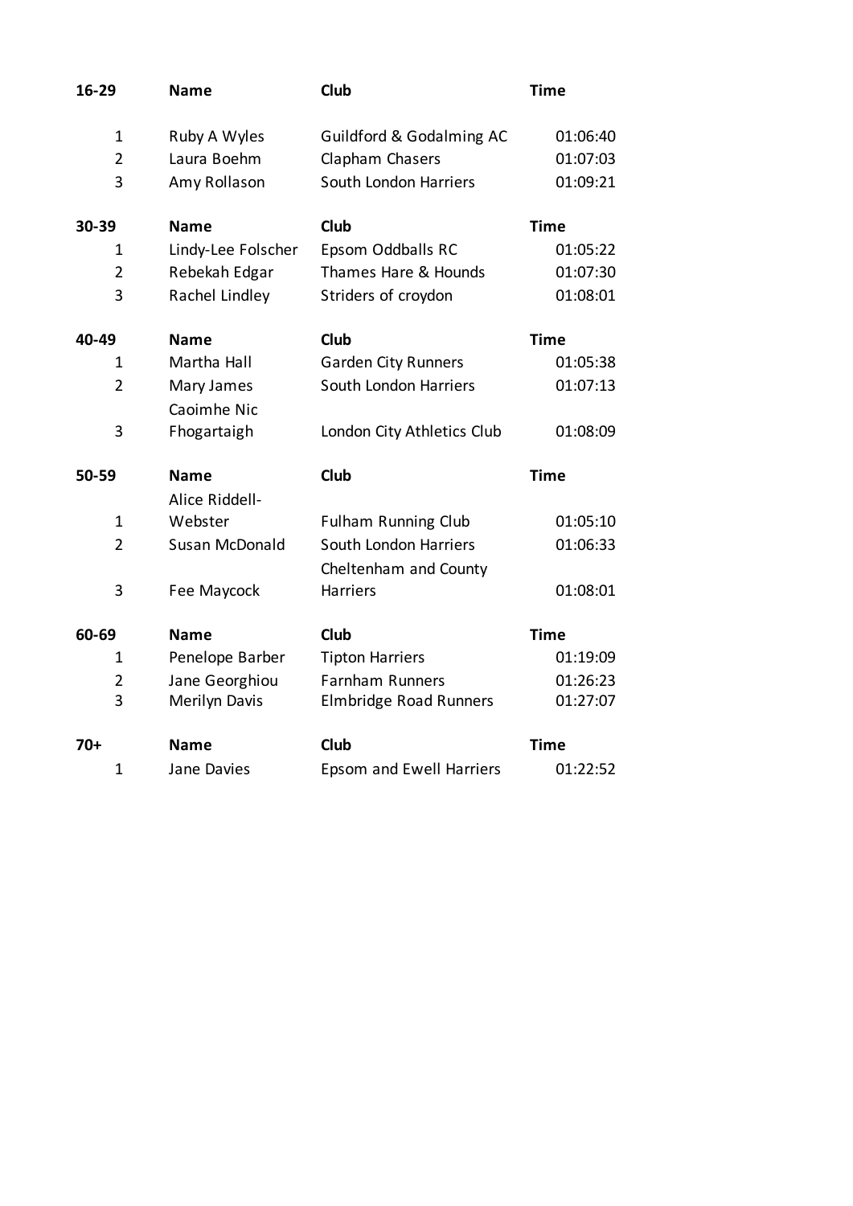| 16-29 | Name | Club | Time |
|---|---|---|---|
| 1 | Ruby A Wyles | Guildford & Godalming AC | 01:06:40 |
| 2 | Laura Boehm | Clapham Chasers | 01:07:03 |
| 3 | Amy Rollason | South London Harriers | 01:09:21 |

| 30-39 | Name | Club | Time |
|---|---|---|---|
| 1 | Lindy-Lee Folscher | Epsom Oddballs RC | 01:05:22 |
| 2 | Rebekah Edgar | Thames Hare & Hounds | 01:07:30 |
| 3 | Rachel Lindley | Striders of croydon | 01:08:01 |

| 40-49 | Name | Club | Time |
|---|---|---|---|
| 1 | Martha Hall | Garden City Runners | 01:05:38 |
| 2 | Mary James | South London Harriers | 01:07:13 |
| 3 | Caoimhe Nic Fhogartaigh | London City Athletics Club | 01:08:09 |

| 50-59 | Name | Club | Time |
|---|---|---|---|
| 1 | Alice Riddell-Webster | Fulham Running Club | 01:05:10 |
| 2 | Susan McDonald | South London Harriers | 01:06:33 |
| 3 | Fee Maycock | Cheltenham and County Harriers | 01:08:01 |

| 60-69 | Name | Club | Time |
|---|---|---|---|
| 1 | Penelope Barber | Tipton Harriers | 01:19:09 |
| 2 | Jane Georghiou | Farnham Runners | 01:26:23 |
| 3 | Merilyn Davis | Elmbridge Road Runners | 01:27:07 |

| 70+ | Name | Club | Time |
|---|---|---|---|
| 1 | Jane Davies | Epsom and Ewell Harriers | 01:22:52 |